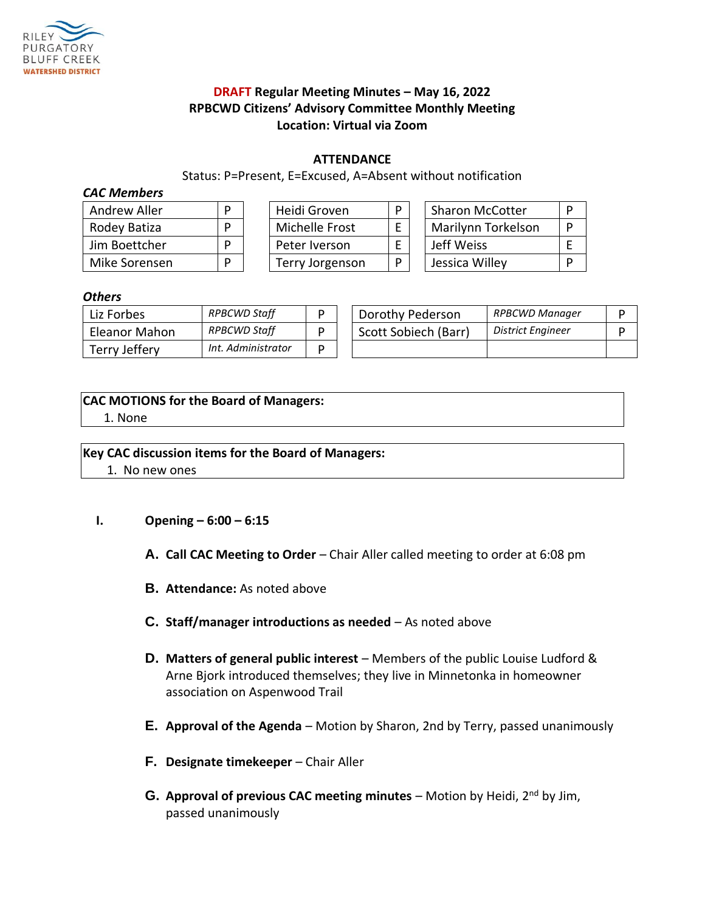RILEY PURGATORY BLUFF CREEK WATERSHED DISTRICT

# DRAFT Regular Meeting Minutes – May 16, 2022
## RPBCWD Citizens' Advisory Committee Monthly Meeting
## Location: Virtual via Zoom

### ATTENDANCE

Status: P=Present, E=Excused, A=Absent without notification

***CAC Members***

| Name | Status | Name | Status | Name | Status |
|---|---|---|---|---|---|
| Andrew Aller | P | Heidi Groven | P | Sharon McCotter | P |
| Rodey Batiza | P | Michelle Frost | E | Marilynn Torkelson | P |
| Jim Boettcher | P | Peter Iverson | E | Jeff Weiss | E |
| Mike Sorensen | P | Terry Jorgenson | P | Jessica Willey | P |

***Others***

| Name | Role | Status | Name | Role | Status |
|---|---|---|---|---|---|
| Liz Forbes | *RPBCWD Staff* | P | Dorothy Pederson | *RPBCWD Manager* | P |
| Eleanor Mahon | *RPBCWD Staff* | P | Scott Sobiech (Barr) | *District Engineer* | P |
| Terry Jeffery | *Int. Administrator* | P | | | |

**CAC MOTIONS for the Board of Managers:**

1. None

**Key CAC discussion items for the Board of Managers:**

1. No new ones

I. **Opening – 6:00 – 6:15**

A. **Call CAC Meeting to Order** – Chair Aller called meeting to order at 6:08 pm

B. **Attendance:** As noted above

C. **Staff/manager introductions as needed** – As noted above

D. **Matters of general public interest** – Members of the public Louise Ludford & Arne Bjork introduced themselves; they live in Minnetonka in homeowner association on Aspenwood Trail

E. **Approval of the Agenda** – Motion by Sharon, 2nd by Terry, passed unanimously

F. **Designate timekeeper** – Chair Aller

G. **Approval of previous CAC meeting minutes** – Motion by Heidi, 2nd by Jim, passed unanimously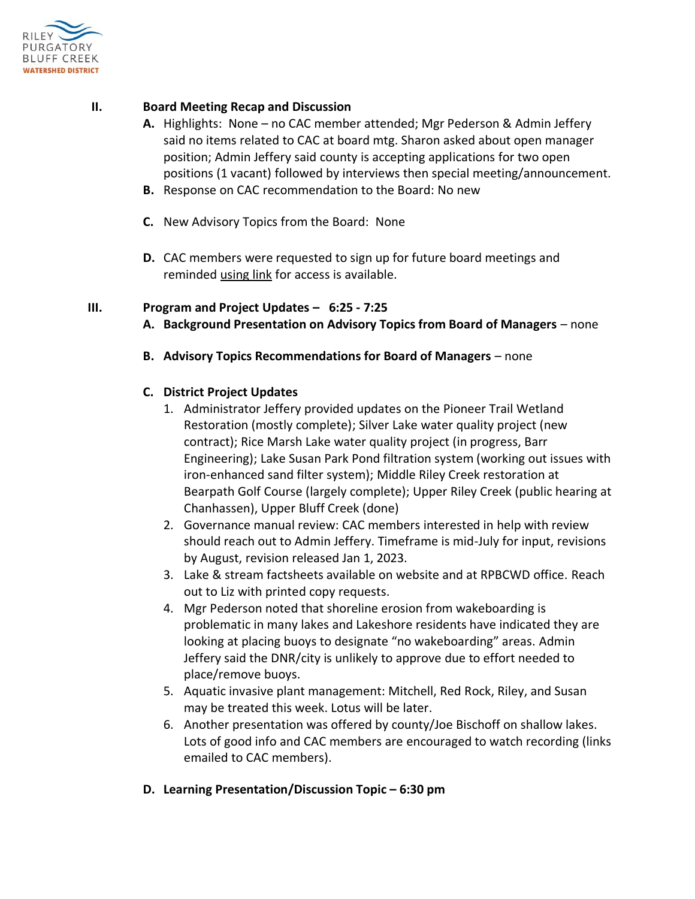**II. Board Meeting Recap and Discussion**

A. Highlights: None – no CAC member attended; Mgr Pederson & Admin Jeffery said no items related to CAC at board mtg. Sharon asked about open manager position; Admin Jeffery said county is accepting applications for two open positions (1 vacant) followed by interviews then special meeting/announcement.

B. Response on CAC recommendation to the Board: No new

C. New Advisory Topics from the Board: None

D. CAC members were requested to sign up for future board meetings and reminded using link for access is available.

**III. Program and Project Updates – 6:25 - 7:25**

A. **Background Presentation on Advisory Topics from Board of Managers** – none

B. **Advisory Topics Recommendations for Board of Managers** – none

C. **District Project Updates**

1. Administrator Jeffery provided updates on the Pioneer Trail Wetland Restoration (mostly complete); Silver Lake water quality project (new contract); Rice Marsh Lake water quality project (in progress, Barr Engineering); Lake Susan Park Pond filtration system (working out issues with iron-enhanced sand filter system); Middle Riley Creek restoration at Bearpath Golf Course (largely complete); Upper Riley Creek (public hearing at Chanhassen), Upper Bluff Creek (done)
2. Governance manual review: CAC members interested in help with review should reach out to Admin Jeffery. Timeframe is mid-July for input, revisions by August, revision released Jan 1, 2023.
3. Lake & stream factsheets available on website and at RPBCWD office. Reach out to Liz with printed copy requests.
4. Mgr Pederson noted that shoreline erosion from wakeboarding is problematic in many lakes and Lakeshore residents have indicated they are looking at placing buoys to designate "no wakeboarding" areas. Admin Jeffery said the DNR/city is unlikely to approve due to effort needed to place/remove buoys.
5. Aquatic invasive plant management: Mitchell, Red Rock, Riley, and Susan may be treated this week. Lotus will be later.
6. Another presentation was offered by county/Joe Bischoff on shallow lakes. Lots of good info and CAC members are encouraged to watch recording (links emailed to CAC members).

D. **Learning Presentation/Discussion Topic – 6:30 pm**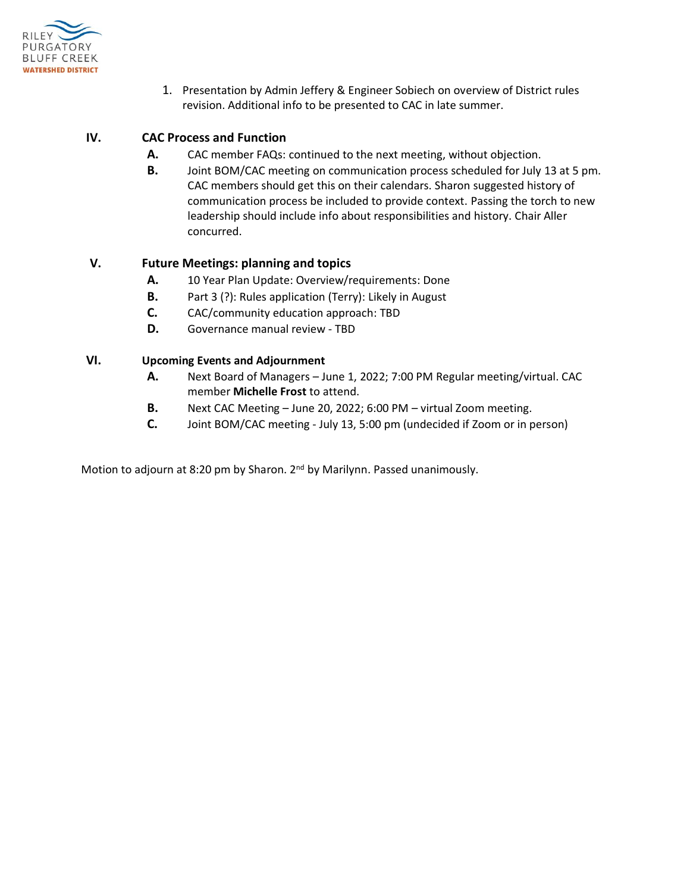1. Presentation by Admin Jeffery & Engineer Sobiech on overview of District rules revision. Additional info to be presented to CAC in late summer.

**IV. CAC Process and Function**

- **A.** CAC member FAQs: continued to the next meeting, without objection.
- **B.** Joint BOM/CAC meeting on communication process scheduled for July 13 at 5 pm. CAC members should get this on their calendars. Sharon suggested history of communication process be included to provide context. Passing the torch to new leadership should include info about responsibilities and history. Chair Aller concurred.

**V. Future Meetings: planning and topics**

- **A.** 10 Year Plan Update: Overview/requirements: Done
- **B.** Part 3 (?): Rules application (Terry): Likely in August
- **C.** CAC/community education approach: TBD
- **D.** Governance manual review - TBD

**VI. Upcoming Events and Adjournment**

- **A.** Next Board of Managers – June 1, 2022; 7:00 PM Regular meeting/virtual. CAC member **Michelle Frost** to attend.
- **B.** Next CAC Meeting – June 20, 2022; 6:00 PM – virtual Zoom meeting.
- **C.** Joint BOM/CAC meeting - July 13, 5:00 pm (undecided if Zoom or in person)

Motion to adjourn at 8:20 pm by Sharon. 2nd by Marilynn. Passed unanimously.